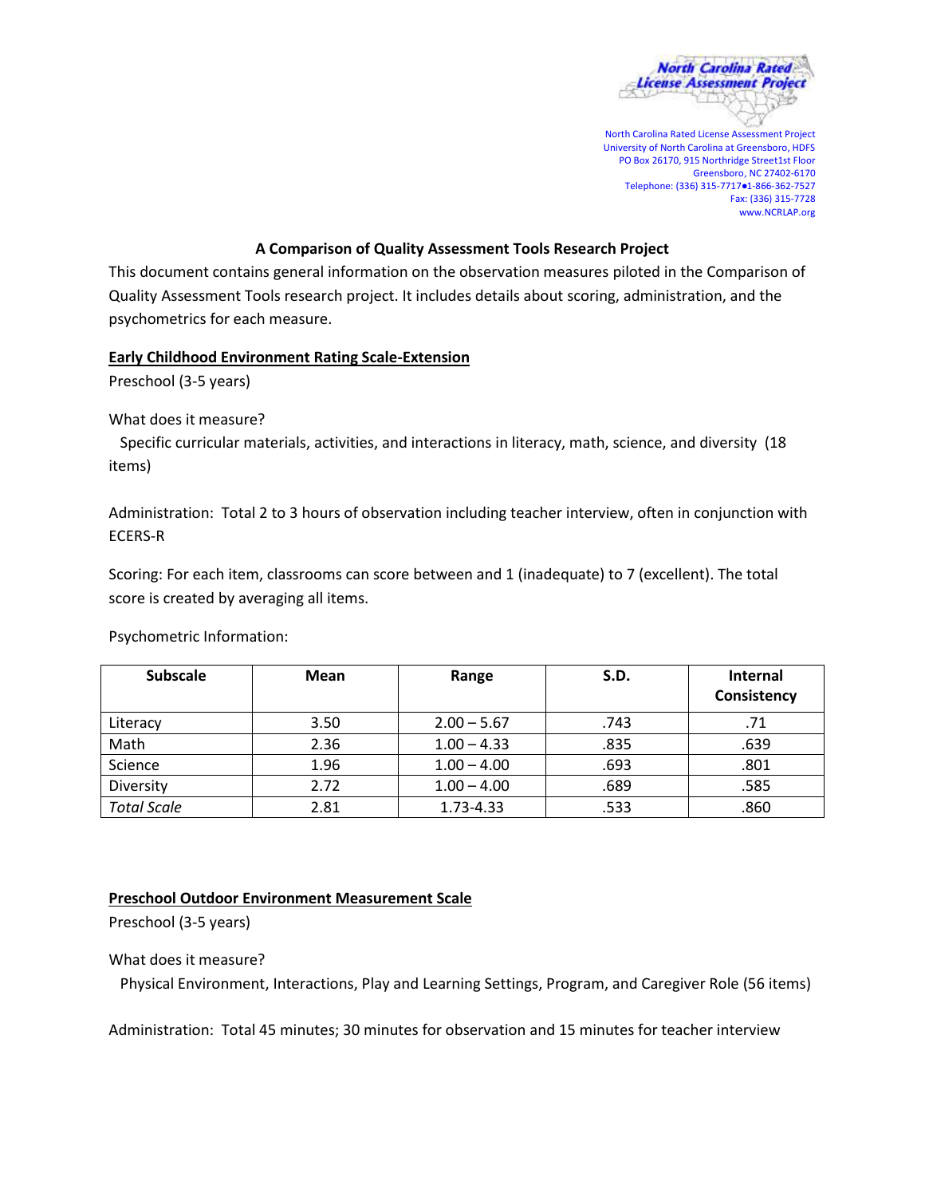North Carolina Rated License Assessment Project
University of North Carolina at Greensboro, HDFS
PO Box 26170, 915 Northridge Street1st Floor
Greensboro, NC 27402-6170
Telephone: (336) 315-7717●1-866-362-7527
Fax: (336) 315-7728
www.NCRLAP.org

# A Comparison of Quality Assessment Tools Research Project

This document contains general information on the observation measures piloted in the Comparison of Quality Assessment Tools research project. It includes details about scoring, administration, and the psychometrics for each measure.

## Early Childhood Environment Rating Scale-Extension

Preschool (3-5 years)

What does it measure?

Specific curricular materials, activities, and interactions in literacy, math, science, and diversity (18 items)

Administration: Total 2 to 3 hours of observation including teacher interview, often in conjunction with ECERS-R

Scoring: For each item, classrooms can score between and 1 (inadequate) to 7 (excellent). The total score is created by averaging all items.

Psychometric Information:

| Subscale | Mean | Range | S.D. | Internal Consistency |
|---|---|---|---|---|
| Literacy | 3.50 | 2.00 – 5.67 | .743 | .71 |
| Math | 2.36 | 1.00 – 4.33 | .835 | .639 |
| Science | 1.96 | 1.00 – 4.00 | .693 | .801 |
| Diversity | 2.72 | 1.00 – 4.00 | .689 | .585 |
| *Total Scale* | 2.81 | 1.73-4.33 | .533 | .860 |

## Preschool Outdoor Environment Measurement Scale

Preschool (3-5 years)

What does it measure?

Physical Environment, Interactions, Play and Learning Settings, Program, and Caregiver Role (56 items)

Administration: Total 45 minutes; 30 minutes for observation and 15 minutes for teacher interview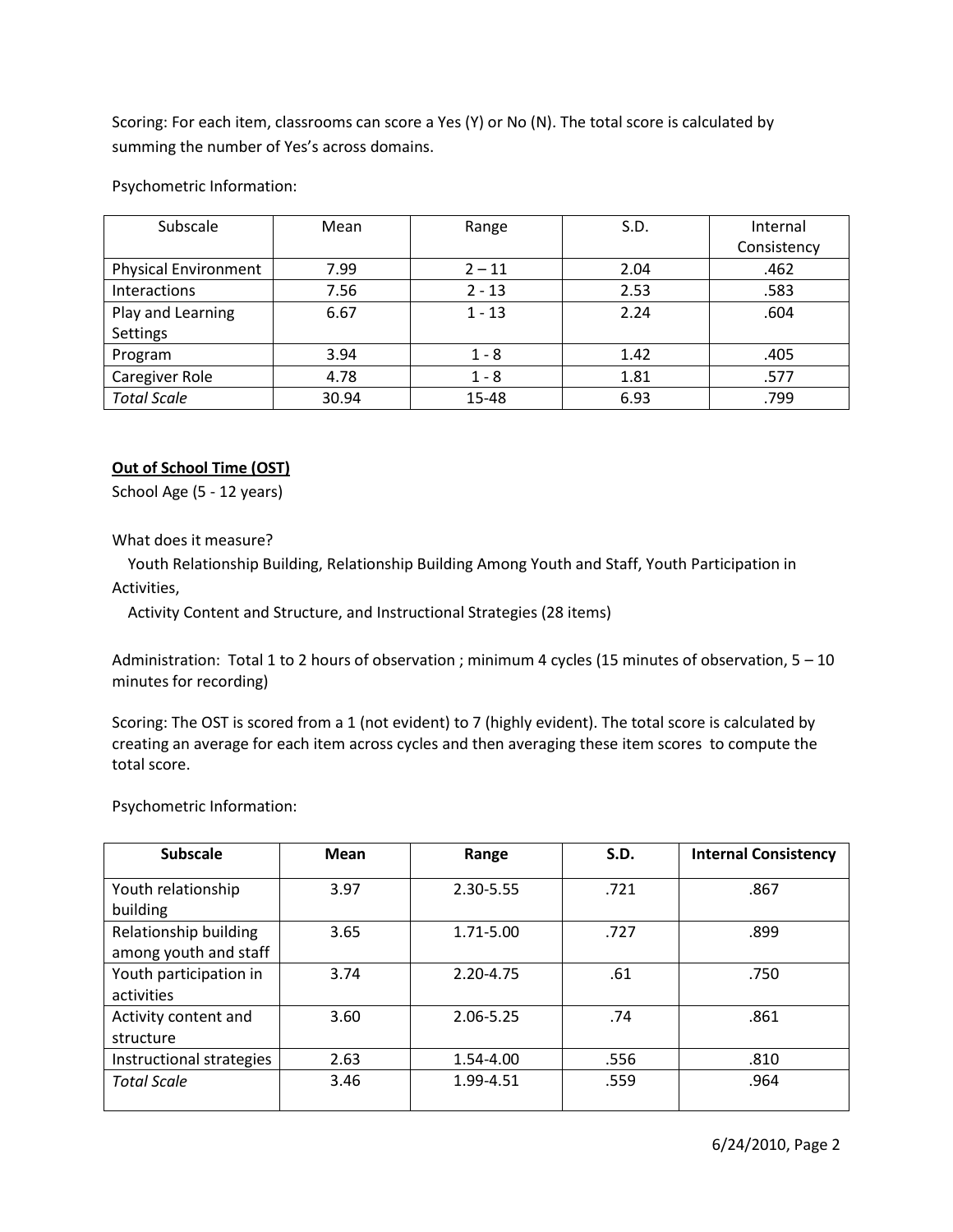Scoring: For each item, classrooms can score a Yes (Y) or No (N). The total score is calculated by summing the number of Yes's across domains.

Psychometric Information:

| Subscale | Mean | Range | S.D. | Internal Consistency |
|---|---|---|---|---|
| Physical Environment | 7.99 | 2 – 11 | 2.04 | .462 |
| Interactions | 7.56 | 2 - 13 | 2.53 | .583 |
| Play and Learning Settings | 6.67 | 1 - 13 | 2.24 | .604 |
| Program | 3.94 | 1 - 8 | 1.42 | .405 |
| Caregiver Role | 4.78 | 1 - 8 | 1.81 | .577 |
| *Total Scale* | 30.94 | 15-48 | 6.93 | .799 |

**<u>Out of School Time (OST)</u>**

School Age (5 - 12 years)

What does it measure?

Youth Relationship Building, Relationship Building Among Youth and Staff, Youth Participation in Activities,

Activity Content and Structure, and Instructional Strategies (28 items)

Administration: Total 1 to 2 hours of observation ; minimum 4 cycles (15 minutes of observation, 5 – 10 minutes for recording)

Scoring: The OST is scored from a 1 (not evident) to 7 (highly evident). The total score is calculated by creating an average for each item across cycles and then averaging these item scores to compute the total score.

Psychometric Information:

| **Subscale** | **Mean** | **Range** | **S.D.** | **Internal Consistency** |
|---|---|---|---|---|
| Youth relationship building | 3.97 | 2.30-5.55 | .721 | .867 |
| Relationship building among youth and staff | 3.65 | 1.71-5.00 | .727 | .899 |
| Youth participation in activities | 3.74 | 2.20-4.75 | .61 | .750 |
| Activity content and structure | 3.60 | 2.06-5.25 | .74 | .861 |
| Instructional strategies | 2.63 | 1.54-4.00 | .556 | .810 |
| *Total Scale* | 3.46 | 1.99-4.51 | .559 | .964 |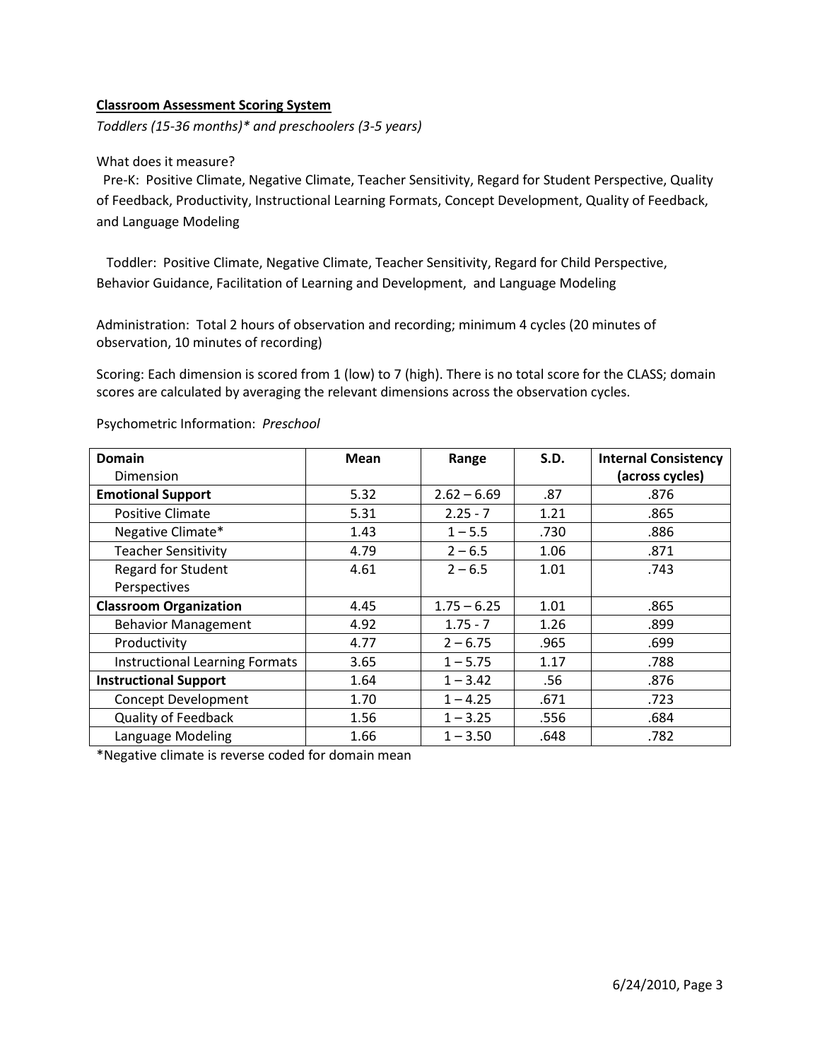**Classroom Assessment Scoring System**

*Toddlers (15-36 months)* and preschoolers (3-5 years)*

What does it measure?

Pre-K: Positive Climate, Negative Climate, Teacher Sensitivity, Regard for Student Perspective, Quality of Feedback, Productivity, Instructional Learning Formats, Concept Development, Quality of Feedback, and Language Modeling

Toddler: Positive Climate, Negative Climate, Teacher Sensitivity, Regard for Child Perspective, Behavior Guidance, Facilitation of Learning and Development, and Language Modeling

Administration: Total 2 hours of observation and recording; minimum 4 cycles (20 minutes of observation, 10 minutes of recording)

Scoring: Each dimension is scored from 1 (low) to 7 (high). There is no total score for the CLASS; domain scores are calculated by averaging the relevant dimensions across the observation cycles.

Psychometric Information: *Preschool*

| Domain<br>Dimension | Mean | Range | S.D. | Internal Consistency (across cycles) |
|---|---|---|---|---|
| **Emotional Support** | 5.32 | 2.62 – 6.69 | .87 | .876 |
| Positive Climate | 5.31 | 2.25 - 7 | 1.21 | .865 |
| Negative Climate* | 1.43 | 1 – 5.5 | .730 | .886 |
| Teacher Sensitivity | 4.79 | 2 – 6.5 | 1.06 | .871 |
| Regard for Student Perspectives | 4.61 | 2 – 6.5 | 1.01 | .743 |
| **Classroom Organization** | 4.45 | 1.75 – 6.25 | 1.01 | .865 |
| Behavior Management | 4.92 | 1.75 - 7 | 1.26 | .899 |
| Productivity | 4.77 | 2 – 6.75 | .965 | .699 |
| Instructional Learning Formats | 3.65 | 1 – 5.75 | 1.17 | .788 |
| **Instructional Support** | 1.64 | 1 – 3.42 | .56 | .876 |
| Concept Development | 1.70 | 1 – 4.25 | .671 | .723 |
| Quality of Feedback | 1.56 | 1 – 3.25 | .556 | .684 |
| Language Modeling | 1.66 | 1 – 3.50 | .648 | .782 |

*Negative climate is reverse coded for domain mean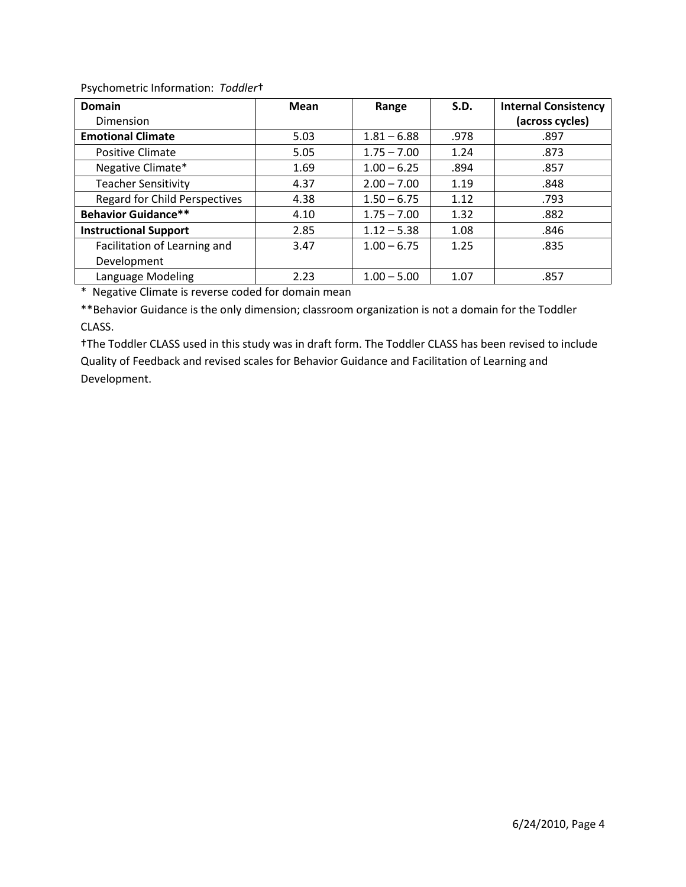Psychometric Information: *Toddler*†

| Domain<br>Dimension | Mean | Range | S.D. | Internal Consistency (across cycles) |
|---|---|---|---|---|
| **Emotional Climate** | 5.03 | 1.81 – 6.88 | .978 | .897 |
| Positive Climate | 5.05 | 1.75 – 7.00 | 1.24 | .873 |
| Negative Climate* | 1.69 | 1.00 – 6.25 | .894 | .857 |
| Teacher Sensitivity | 4.37 | 2.00 – 7.00 | 1.19 | .848 |
| Regard for Child Perspectives | 4.38 | 1.50 – 6.75 | 1.12 | .793 |
| **Behavior Guidance**** | 4.10 | 1.75 – 7.00 | 1.32 | .882 |
| **Instructional Support** | 2.85 | 1.12 – 5.38 | 1.08 | .846 |
| Facilitation of Learning and Development | 3.47 | 1.00 – 6.75 | 1.25 | .835 |
| Language Modeling | 2.23 | 1.00 – 5.00 | 1.07 | .857 |

\* Negative Climate is reverse coded for domain mean

**Behavior Guidance is the only dimension; classroom organization is not a domain for the Toddler CLASS.

†The Toddler CLASS used in this study was in draft form. The Toddler CLASS has been revised to include Quality of Feedback and revised scales for Behavior Guidance and Facilitation of Learning and Development.